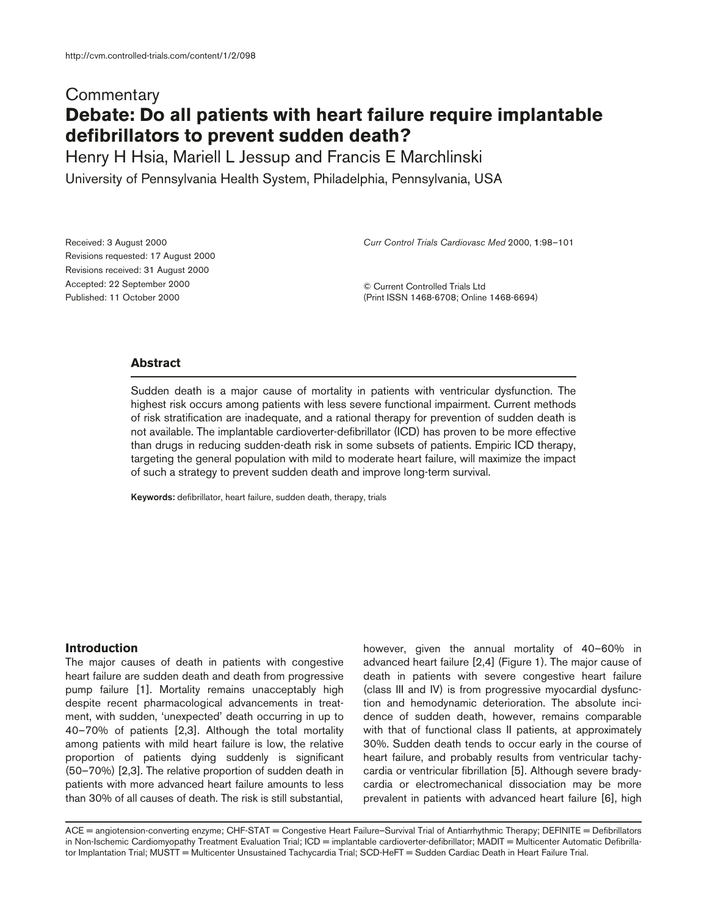Commentary

# Debate: Do all patients with heart failure require implantable defibrillators to prevent sudden death?

Henry H Hsia, Mariell L Jessup and Francis E Marchlinski

University of Pennsylvania Health System, Philadelphia, Pennsylvania, USA

Received: 3 August 2000
Revisions requested: 17 August 2000
Revisions received: 31 August 2000
Accepted: 22 September 2000
Published: 11 October 2000

*Curr Control Trials Cardiovasc Med* 2000, **1**:98–101

© Current Controlled Trials Ltd
(Print ISSN 1468-6708; Online 1468-6694)

## Abstract

Sudden death is a major cause of mortality in patients with ventricular dysfunction. The highest risk occurs among patients with less severe functional impairment. Current methods of risk stratification are inadequate, and a rational therapy for prevention of sudden death is not available. The implantable cardioverter-defibrillator (ICD) has proven to be more effective than drugs in reducing sudden-death risk in some subsets of patients. Empiric ICD therapy, targeting the general population with mild to moderate heart failure, will maximize the impact of such a strategy to prevent sudden death and improve long-term survival.

**Keywords:** defibrillator, heart failure, sudden death, therapy, trials

## Introduction

The major causes of death in patients with congestive heart failure are sudden death and death from progressive pump failure [1]. Mortality remains unacceptably high despite recent pharmacological advancements in treatment, with sudden, 'unexpected' death occurring in up to 40–70% of patients [2,3]. Although the total mortality among patients with mild heart failure is low, the relative proportion of patients dying suddenly is significant (50–70%) [2,3]. The relative proportion of sudden death in patients with more advanced heart failure amounts to less than 30% of all causes of death. The risk is still substantial, however, given the annual mortality of 40–60% in advanced heart failure [2,4] (Figure 1). The major cause of death in patients with severe congestive heart failure (class III and IV) is from progressive myocardial dysfunction and hemodynamic deterioration. The absolute incidence of sudden death, however, remains comparable with that of functional class II patients, at approximately 30%. Sudden death tends to occur early in the course of heart failure, and probably results from ventricular tachycardia or ventricular fibrillation [5]. Although severe bradycardia or electromechanical dissociation may be more prevalent in patients with advanced heart failure [6], high

ACE = angiotension-converting enzyme; CHF-STAT = Congestive Heart Failure–Survival Trial of Antiarrhythmic Therapy; DEFINITE = Defibrillators in Non-Ischemic Cardiomyopathy Treatment Evaluation Trial; ICD = implantable cardioverter-defibrillator; MADIT = Multicenter Automatic Defibrillator Implantation Trial; MUSTT = Multicenter Unsustained Tachycardia Trial; SCD-HeFT = Sudden Cardiac Death in Heart Failure Trial.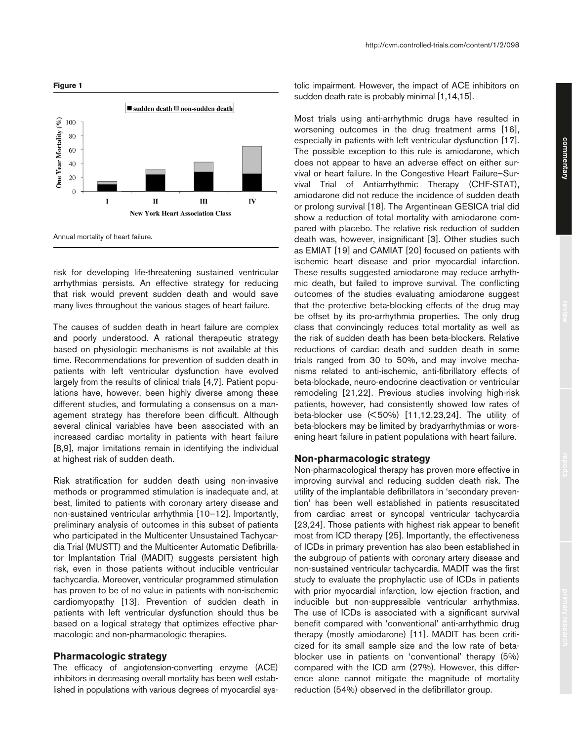**Figure 1**

Annual mortality of heart failure.

risk for developing life-threatening sustained ventricular arrhythmias persists. An effective strategy for reducing that risk would prevent sudden death and would save many lives throughout the various stages of heart failure.

The causes of sudden death in heart failure are complex and poorly understood. A rational therapeutic strategy based on physiologic mechanisms is not available at this time. Recommendations for prevention of sudden death in patients with left ventricular dysfunction have evolved largely from the results of clinical trials [4,7]. Patient populations have, however, been highly diverse among these different studies, and formulating a consensus on a management strategy has therefore been difficult. Although several clinical variables have been associated with an increased cardiac mortality in patients with heart failure [8,9], major limitations remain in identifying the individual at highest risk of sudden death.

Risk stratification for sudden death using non-invasive methods or programmed stimulation is inadequate and, at best, limited to patients with coronary artery disease and non-sustained ventricular arrhythmia [10–12]. Importantly, preliminary analysis of outcomes in this subset of patients who participated in the Multicenter Unsustained Tachycardia Trial (MUSTT) and the Multicenter Automatic Defibrillator Implantation Trial (MADIT) suggests persistent high risk, even in those patients without inducible ventricular tachycardia. Moreover, ventricular programmed stimulation has proven to be of no value in patients with non-ischemic cardiomyopathy [13]. Prevention of sudden death in patients with left ventricular dysfunction should thus be based on a logical strategy that optimizes effective pharmacologic and non-pharmacologic therapies.

## Pharmacologic strategy

The efficacy of angiotension-converting enzyme (ACE) inhibitors in decreasing overall mortality has been well established in populations with various degrees of myocardial systolic impairment. However, the impact of ACE inhibitors on sudden death rate is probably minimal [1,14,15].

Most trials using anti-arrhythmic drugs have resulted in worsening outcomes in the drug treatment arms [16], especially in patients with left ventricular dysfunction [17]. The possible exception to this rule is amiodarone, which does not appear to have an adverse effect on either survival or heart failure. In the Congestive Heart Failure–Survival Trial of Antiarrhythmic Therapy (CHF-STAT), amiodarone did not reduce the incidence of sudden death or prolong survival [18]. The Argentinean GESICA trial did show a reduction of total mortality with amiodarone compared with placebo. The relative risk reduction of sudden death was, however, insignificant [3]. Other studies such as EMIAT [19] and CAMIAT [20] focused on patients with ischemic heart disease and prior myocardial infarction. These results suggested amiodarone may reduce arrhythmic death, but failed to improve survival. The conflicting outcomes of the studies evaluating amiodarone suggest that the protective beta-blocking effects of the drug may be offset by its pro-arrhythmia properties. The only drug class that convincingly reduces total mortality as well as the risk of sudden death has been beta-blockers. Relative reductions of cardiac death and sudden death in some trials ranged from 30 to 50%, and may involve mechanisms related to anti-ischemic, anti-fibrillatory effects of beta-blockade, neuro-endocrine deactivation or ventricular remodeling [21,22]. Previous studies involving high-risk patients, however, had consistently showed low rates of beta-blocker use (<50%) [11,12,23,24]. The utility of beta-blockers may be limited by bradyarrhythmias or worsening heart failure in patient populations with heart failure.

## Non-pharmacologic strategy

Non-pharmacological therapy has proven more effective in improving survival and reducing sudden death risk. The utility of the implantable defibrillators in 'secondary prevention' has been well established in patients resuscitated from cardiac arrest or syncopal ventricular tachycardia [23,24]. Those patients with highest risk appear to benefit most from ICD therapy [25]. Importantly, the effectiveness of ICDs in primary prevention has also been established in the subgroup of patients with coronary artery disease and non-sustained ventricular tachycardia. MADIT was the first study to evaluate the prophylactic use of ICDs in patients with prior myocardial infarction, low ejection fraction, and inducible but non-suppressible ventricular arrhythmias. The use of ICDs is associated with a significant survival benefit compared with 'conventional' anti-arrhythmic drug therapy (mostly amiodarone) [11]. MADIT has been criticized for its small sample size and the low rate of beta-blocker use in patients on 'conventional' therapy (5%) compared with the ICD arm (27%). However, this difference alone cannot mitigate the magnitude of mortality reduction (54%) observed in the defibrillator group.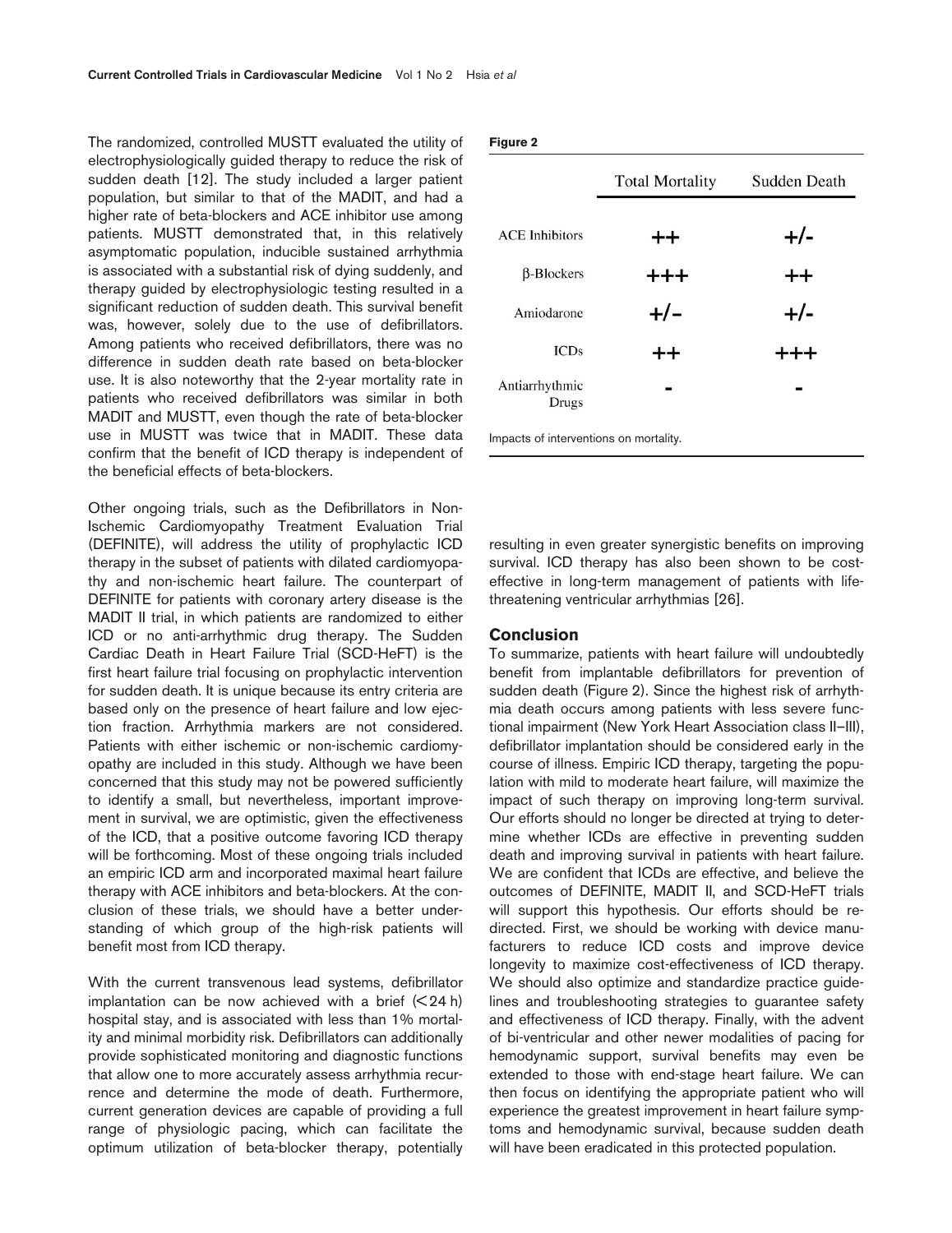The randomized, controlled MUSTT evaluated the utility of electrophysiologically guided therapy to reduce the risk of sudden death [12]. The study included a larger patient population, but similar to that of the MADIT, and had a higher rate of beta-blockers and ACE inhibitor use among patients. MUSTT demonstrated that, in this relatively asymptomatic population, inducible sustained arrhythmia is associated with a substantial risk of dying suddenly, and therapy guided by electrophysiologic testing resulted in a significant reduction of sudden death. This survival benefit was, however, solely due to the use of defibrillators. Among patients who received defibrillators, there was no difference in sudden death rate based on beta-blocker use. It is also noteworthy that the 2-year mortality rate in patients who received defibrillators was similar in both MADIT and MUSTT, even though the rate of beta-blocker use in MUSTT was twice that in MADIT. These data confirm that the benefit of ICD therapy is independent of the beneficial effects of beta-blockers.

Other ongoing trials, such as the Defibrillators in Non-Ischemic Cardiomyopathy Treatment Evaluation Trial (DEFINITE), will address the utility of prophylactic ICD therapy in the subset of patients with dilated cardiomyopathy and non-ischemic heart failure. The counterpart of DEFINITE for patients with coronary artery disease is the MADIT II trial, in which patients are randomized to either ICD or no anti-arrhythmic drug therapy. The Sudden Cardiac Death in Heart Failure Trial (SCD-HeFT) is the first heart failure trial focusing on prophylactic intervention for sudden death. It is unique because its entry criteria are based only on the presence of heart failure and low ejection fraction. Arrhythmia markers are not considered. Patients with either ischemic or non-ischemic cardiomyopathy are included in this study. Although we have been concerned that this study may not be powered sufficiently to identify a small, but nevertheless, important improvement in survival, we are optimistic, given the effectiveness of the ICD, that a positive outcome favoring ICD therapy will be forthcoming. Most of these ongoing trials included an empiric ICD arm and incorporated maximal heart failure therapy with ACE inhibitors and beta-blockers. At the conclusion of these trials, we should have a better understanding of which group of the high-risk patients will benefit most from ICD therapy.

With the current transvenous lead systems, defibrillator implantation can be now achieved with a brief (<24 h) hospital stay, and is associated with less than 1% mortality and minimal morbidity risk. Defibrillators can additionally provide sophisticated monitoring and diagnostic functions that allow one to more accurately assess arrhythmia recurrence and determine the mode of death. Furthermore, current generation devices are capable of providing a full range of physiologic pacing, which can facilitate the optimum utilization of beta-blocker therapy, potentially resulting in even greater synergistic benefits on improving survival. ICD therapy has also been shown to be cost-effective in long-term management of patients with life-threatening ventricular arrhythmias [26].

**Figure 2**

| | Total Mortality | Sudden Death |
|---|---|---|
| ACE Inhibitors | ++ | +/- |
| β-Blockers | +++ | ++ |
| Amiodarone | +/- | +/- |
| ICDs | ++ | +++ |
| Antiarrhythmic Drugs | - | - |

Impacts of interventions on mortality.

## Conclusion

To summarize, patients with heart failure will undoubtedly benefit from implantable defibrillators for prevention of sudden death (Figure 2). Since the highest risk of arrhythmia death occurs among patients with less severe functional impairment (New York Heart Association class II–III), defibrillator implantation should be considered early in the course of illness. Empiric ICD therapy, targeting the population with mild to moderate heart failure, will maximize the impact of such therapy on improving long-term survival. Our efforts should no longer be directed at trying to determine whether ICDs are effective in preventing sudden death and improving survival in patients with heart failure. We are confident that ICDs are effective, and believe the outcomes of DEFINITE, MADIT II, and SCD-HeFT trials will support this hypothesis. Our efforts should be re-directed. First, we should be working with device manufacturers to reduce ICD costs and improve device longevity to maximize cost-effectiveness of ICD therapy. We should also optimize and standardize practice guidelines and troubleshooting strategies to guarantee safety and effectiveness of ICD therapy. Finally, with the advent of bi-ventricular and other newer modalities of pacing for hemodynamic support, survival benefits may even be extended to those with end-stage heart failure. We can then focus on identifying the appropriate patient who will experience the greatest improvement in heart failure symptoms and hemodynamic survival, because sudden death will have been eradicated in this protected population.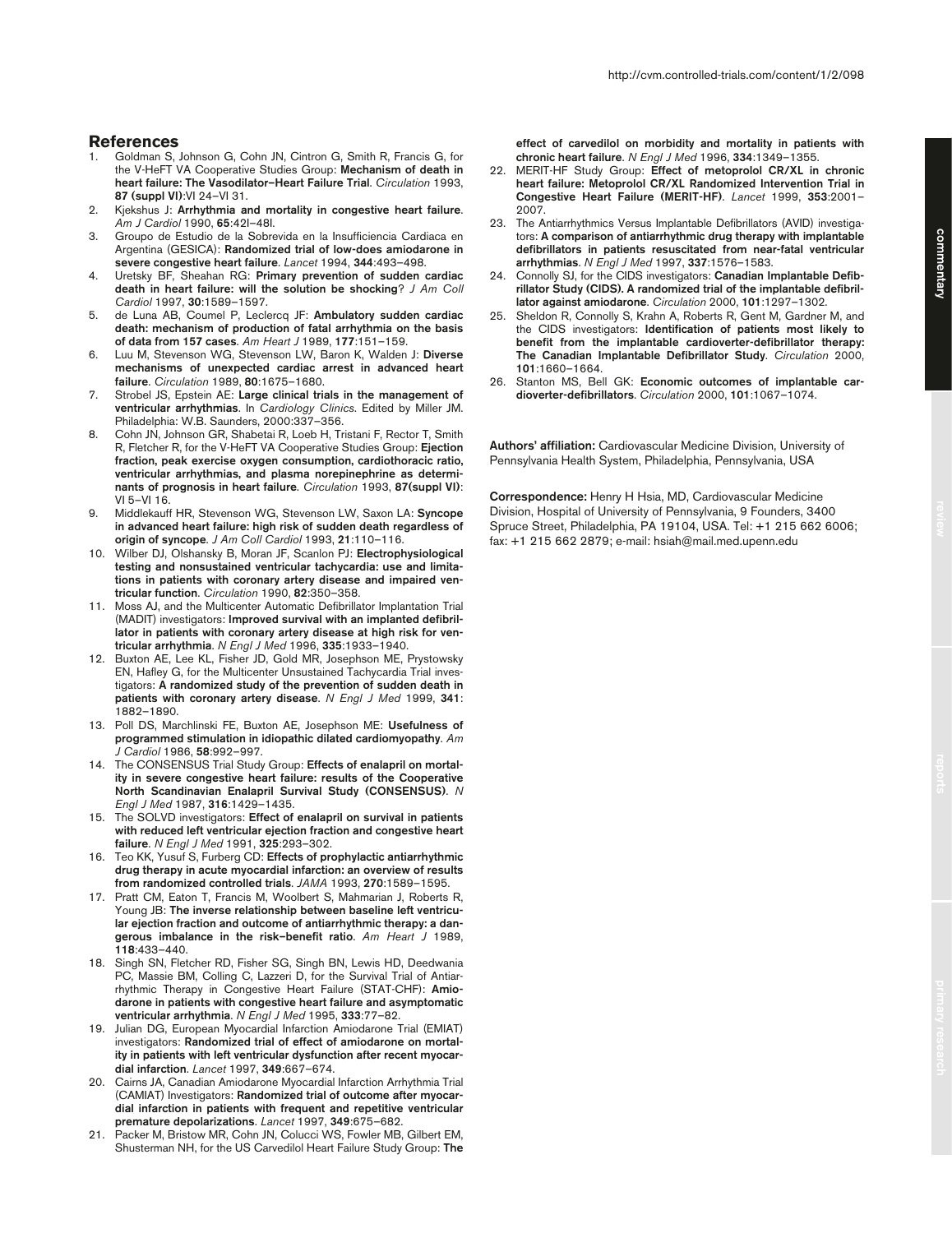## References

1. Goldman S, Johnson G, Cohn JN, Cintron G, Smith R, Francis G, for the V-HeFT VA Cooperative Studies Group: **Mechanism of death in heart failure: The Vasodilator–Heart Failure Trial**. *Circulation* 1993, **87 (suppl VI)**:VI 24–VI 31.
2. Kjekshus J: **Arrhythmia and mortality in congestive heart failure**. *Am J Cardiol* 1990, **65**:42I–48I.
3. Groupo de Estudio de la Sobrevida en la Insufficiencia Cardiaca en Argentina (GESICA): **Randomized trial of low-does amiodarone in severe congestive heart failure**. *Lancet* 1994, **344**:493–498.
4. Uretsky BF, Sheahan RG: **Primary prevention of sudden cardiac death in heart failure: will the solution be shocking**? *J Am Coll Cardiol* 1997, **30**:1589–1597.
5. de Luna AB, Coumel P, Leclercq JF: **Ambulatory sudden cardiac death: mechanism of production of fatal arrhythmia on the basis of data from 157 cases**. *Am Heart J* 1989, **177**:151–159.
6. Luu M, Stevenson WG, Stevenson LW, Baron K, Walden J: **Diverse mechanisms of unexpected cardiac arrest in advanced heart failure**. *Circulation* 1989, **80**:1675–1680.
7. Strobel JS, Epstein AE: **Large clinical trials in the management of ventricular arrhythmias**. In *Cardiology Clinics*. Edited by Miller JM. Philadelphia: W.B. Saunders, 2000:337–356.
8. Cohn JN, Johnson GR, Shabetai R, Loeb H, Tristani F, Rector T, Smith R, Fletcher R, for the V-HeFT VA Cooperative Studies Group: **Ejection fraction, peak exercise oxygen consumption, cardiothoracic ratio, ventricular arrhythmias, and plasma norepinephrine as determinants of prognosis in heart failure**. *Circulation* 1993, **87(suppl VI)**: VI 5–VI 16.
9. Middlekauff HR, Stevenson WG, Stevenson LW, Saxon LA: **Syncope in advanced heart failure: high risk of sudden death regardless of origin of syncope**. *J Am Coll Cardiol* 1993, **21**:110–116.
10. Wilber DJ, Olshansky B, Moran JF, Scanlon PJ: **Electrophysiological testing and nonsustained ventricular tachycardia: use and limitations in patients with coronary artery disease and impaired ventricular function**. *Circulation* 1990, **82**:350–358.
11. Moss AJ, and the Multicenter Automatic Defibrillator Implantation Trial (MADIT) investigators: **Improved survival with an implanted defibrillator in patients with coronary artery disease at high risk for ventricular arrhythmia**. *N Engl J Med* 1996, **335**:1933–1940.
12. Buxton AE, Lee KL, Fisher JD, Gold MR, Josephson ME, Prystowsky EN, Hafley G, for the Multicenter Unsustained Tachycardia Trial investigators: **A randomized study of the prevention of sudden death in patients with coronary artery disease**. *N Engl J Med* 1999, **341**: 1882–1890.
13. Poll DS, Marchlinski FE, Buxton AE, Josephson ME: **Usefulness of programmed stimulation in idiopathic dilated cardiomyopathy**. *Am J Cardiol* 1986, **58**:992–997.
14. The CONSENSUS Trial Study Group: **Effects of enalapril on mortality in severe congestive heart failure: results of the Cooperative North Scandinavian Enalapril Survival Study (CONSENSUS)**. *N Engl J Med* 1987, **316**:1429–1435.
15. The SOLVD investigators: **Effect of enalapril on survival in patients with reduced left ventricular ejection fraction and congestive heart failure**. *N Engl J Med* 1991, **325**:293–302.
16. Teo KK, Yusuf S, Furberg CD: **Effects of prophylactic antiarrhythmic drug therapy in acute myocardial infarction: an overview of results from randomized controlled trials**. *JAMA* 1993, **270**:1589–1595.
17. Pratt CM, Eaton T, Francis M, Woolbert S, Mahmarian J, Roberts R, Young JB: **The inverse relationship between baseline left ventricular ejection fraction and outcome of antiarrhythmic therapy: a dangerous imbalance in the risk–benefit ratio**. *Am Heart J* 1989, **118**:433–440.
18. Singh SN, Fletcher RD, Fisher SG, Singh BN, Lewis HD, Deedwania PC, Massie BM, Colling C, Lazzeri D, for the Survival Trial of Antiarrhythmic Therapy in Congestive Heart Failure (STAT-CHF): **Amiodarone in patients with congestive heart failure and asymptomatic ventricular arrhythmia**. *N Engl J Med* 1995, **333**:77–82.
19. Julian DG, European Myocardial Infarction Amiodarone Trial (EMIAT) investigators: **Randomized trial of effect of amiodarone on mortality in patients with left ventricular dysfunction after recent myocardial infarction**. *Lancet* 1997, **349**:667–674.
20. Cairns JA, Canadian Amiodarone Myocardial Infarction Arrhythmia Trial (CAMIAT) Investigators: **Randomized trial of outcome after myocardial infarction in patients with frequent and repetitive ventricular premature depolarizations**. *Lancet* 1997, **349**:675–682.
21. Packer M, Bristow MR, Cohn JN, Colucci WS, Fowler MB, Gilbert EM, Shusterman NH, for the US Carvedilol Heart Failure Study Group: **The effect of carvedilol on morbidity and mortality in patients with chronic heart failure**. *N Engl J Med* 1996, **334**:1349–1355.
22. MERIT-HF Study Group: **Effect of metoprolol CR/XL in chronic heart failure: Metoprolol CR/XL Randomized Intervention Trial in Congestive Heart Failure (MERIT-HF)**. *Lancet* 1999, **353**:2001–2007.
23. The Antiarrhythmics Versus Implantable Defibrillators (AVID) investigators: **A comparison of antiarrhythmic drug therapy with implantable defibrillators in patients resuscitated from near-fatal ventricular arrhythmias**. *N Engl J Med* 1997, **337**:1576–1583.
24. Connolly SJ, for the CIDS investigators: **Canadian Implantable Defibrillator Study (CIDS). A randomized trial of the implantable defibrillator against amiodarone**. *Circulation* 2000, **101**:1297–1302.
25. Sheldon R, Connolly S, Krahn A, Roberts R, Gent M, Gardner M, and the CIDS investigators: **Identification of patients most likely to benefit from the implantable cardioverter-defibrillator therapy: The Canadian Implantable Defibrillator Study**. *Circulation* 2000, **101**:1660–1664.
26. Stanton MS, Bell GK: **Economic outcomes of implantable cardioverter-defibrillators**. *Circulation* 2000, **101**:1067–1074.

**Authors' affiliation:** Cardiovascular Medicine Division, University of Pennsylvania Health System, Philadelphia, Pennsylvania, USA

**Correspondence:** Henry H Hsia, MD, Cardiovascular Medicine Division, Hospital of University of Pennsylvania, 9 Founders, 3400 Spruce Street, Philadelphia, PA 19104, USA. Tel: +1 215 662 6006; fax: +1 215 662 2879; e-mail: hsiah@mail.med.upenn.edu